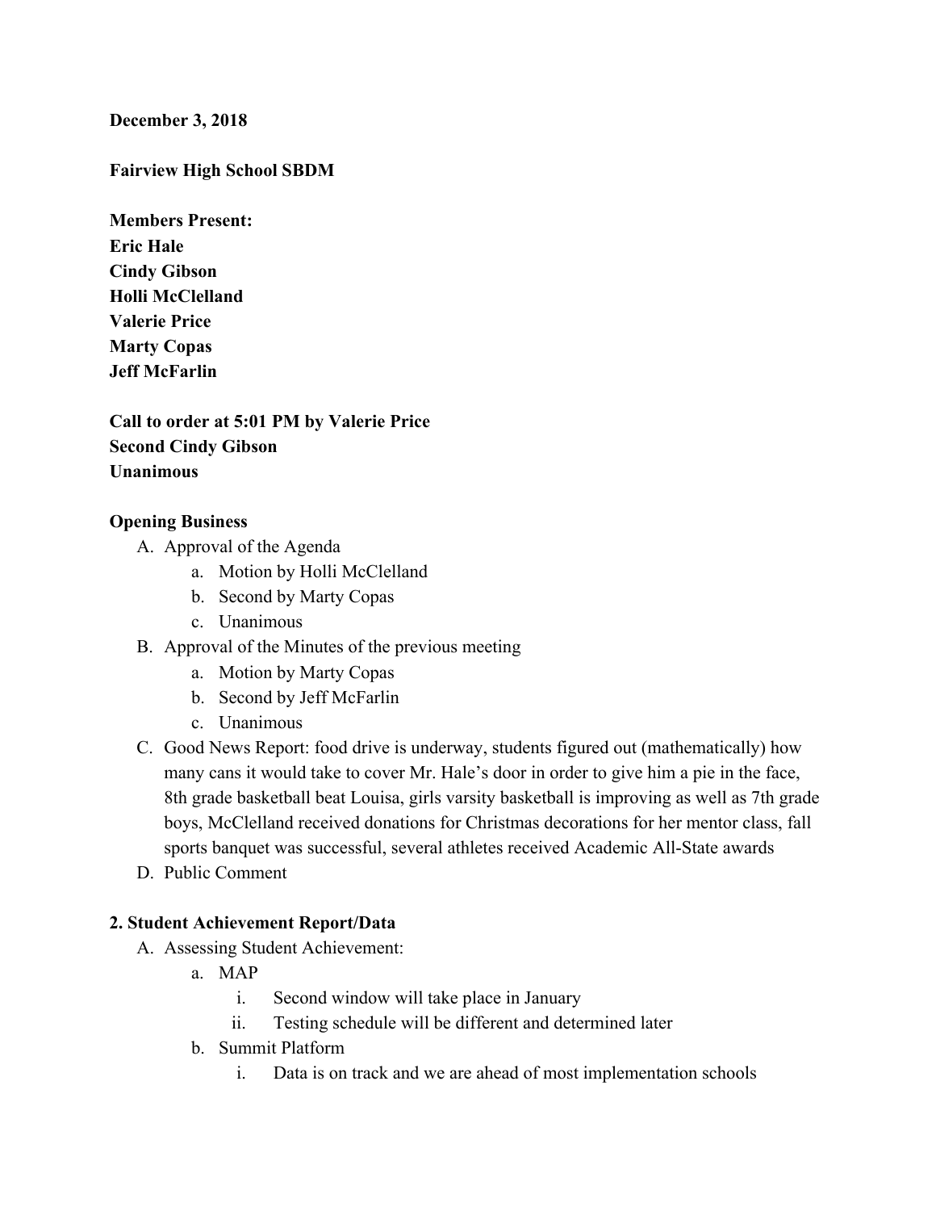**December 3, 2018**

**Fairview High School SBDM**

**Members Present:**
**Eric Hale**
**Cindy Gibson**
**Holli McClelland**
**Valerie Price**
**Marty Copas**
**Jeff McFarlin**

**Call to order at 5:01 PM by Valerie Price**
**Second Cindy Gibson**
**Unanimous**

**Opening Business**

A. Approval of the Agenda
   a. Motion by Holli McClelland
   b. Second by Marty Copas
   c. Unanimous
B. Approval of the Minutes of the previous meeting
   a. Motion by Marty Copas
   b. Second by Jeff McFarlin
   c. Unanimous
C. Good News Report: food drive is underway, students figured out (mathematically) how many cans it would take to cover Mr. Hale's door in order to give him a pie in the face, 8th grade basketball beat Louisa, girls varsity basketball is improving as well as 7th grade boys, McClelland received donations for Christmas decorations for her mentor class, fall sports banquet was successful, several athletes received Academic All-State awards
D. Public Comment

**2. Student Achievement Report/Data**

A. Assessing Student Achievement:
   a. MAP
      i. Second window will take place in January
      ii. Testing schedule will be different and determined later
   b. Summit Platform
      i. Data is on track and we are ahead of most implementation schools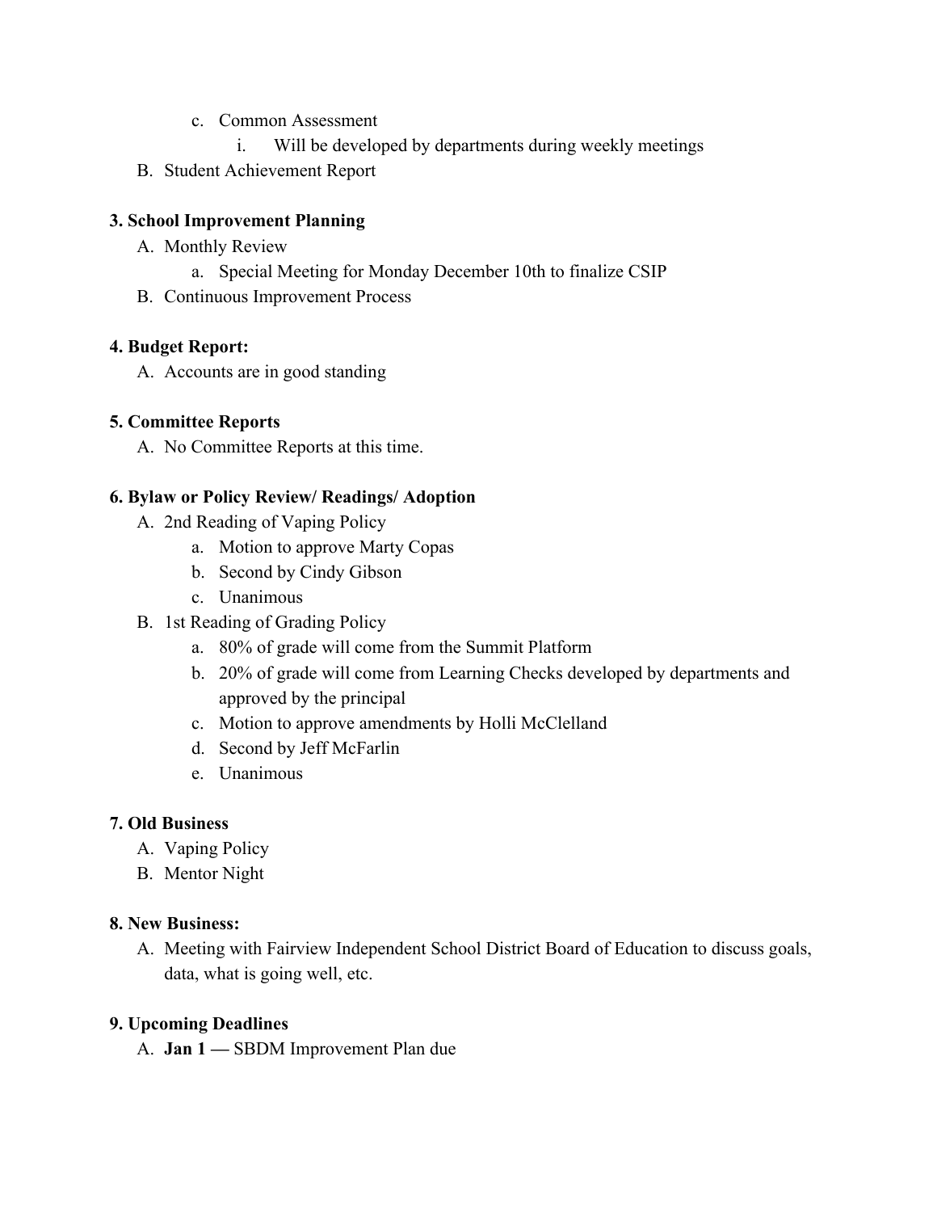c. Common Assessment
      i. Will be developed by departments during weekly meetings

B. Student Achievement Report

**3. School Improvement Planning**

A. Monthly Review
   a. Special Meeting for Monday December 10th to finalize CSIP

B. Continuous Improvement Process

**4. Budget Report:**

A. Accounts are in good standing

**5. Committee Reports**

A. No Committee Reports at this time.

**6. Bylaw or Policy Review/ Readings/ Adoption**

A. 2nd Reading of Vaping Policy
   a. Motion to approve Marty Copas
   b. Second by Cindy Gibson
   c. Unanimous

B. 1st Reading of Grading Policy
   a. 80% of grade will come from the Summit Platform
   b. 20% of grade will come from Learning Checks developed by departments and approved by the principal
   c. Motion to approve amendments by Holli McClelland
   d. Second by Jeff McFarlin
   e. Unanimous

**7. Old Business**

A. Vaping Policy

B. Mentor Night

**8. New Business:**

A. Meeting with Fairview Independent School District Board of Education to discuss goals, data, what is going well, etc.

**9. Upcoming Deadlines**

A. **Jan 1 —** SBDM Improvement Plan due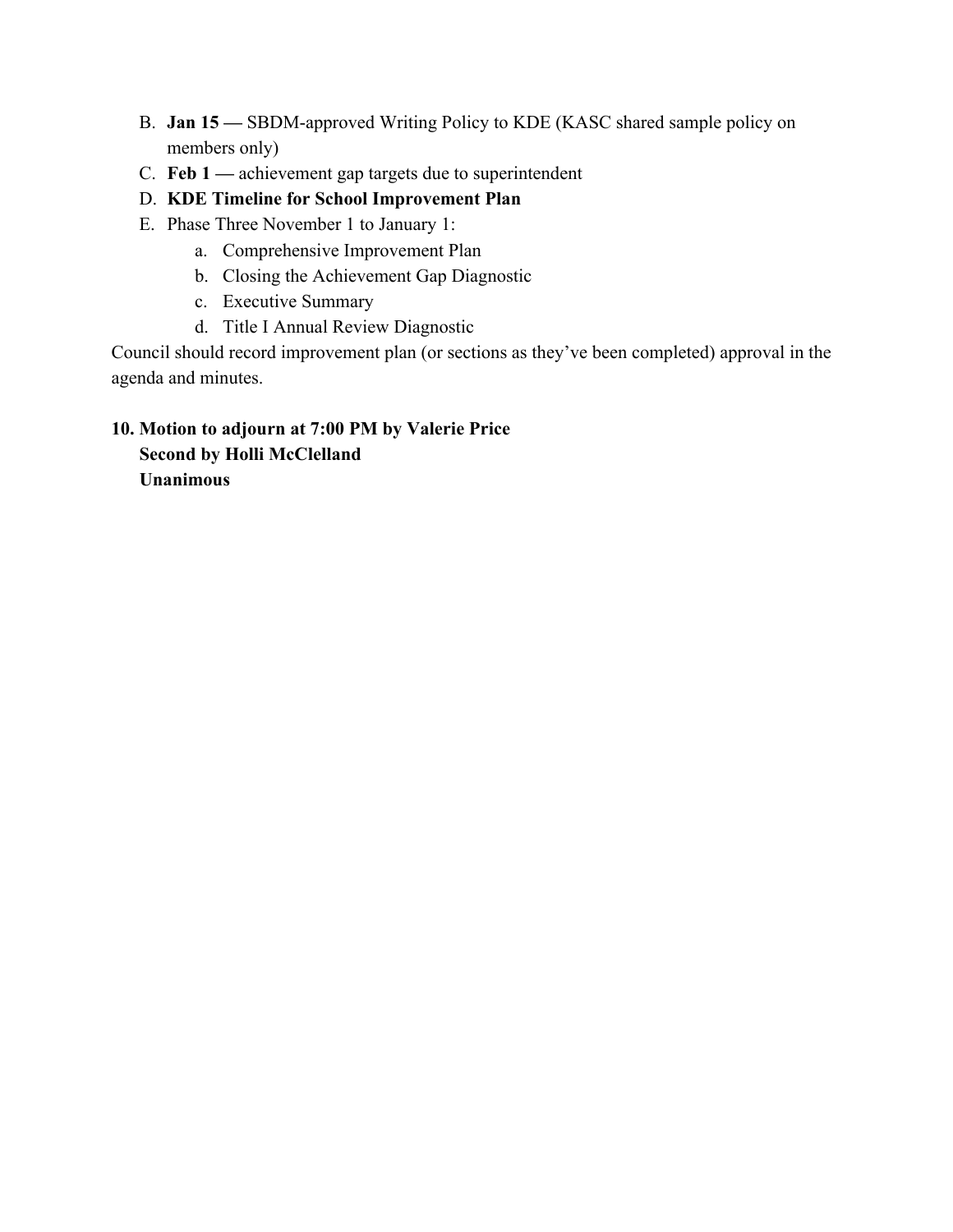B. **Jan 15 —** SBDM-approved Writing Policy to KDE (KASC shared sample policy on members only)

C. **Feb 1 —** achievement gap targets due to superintendent

D. **KDE Timeline for School Improvement Plan**

E. Phase Three November 1 to January 1:

   a. Comprehensive Improvement Plan
   b. Closing the Achievement Gap Diagnostic
   c. Executive Summary
   d. Title I Annual Review Diagnostic

Council should record improvement plan (or sections as they've been completed) approval in the agenda and minutes.

**10. Motion to adjourn at 7:00 PM by Valerie Price**
**Second by Holli McClelland**
**Unanimous**